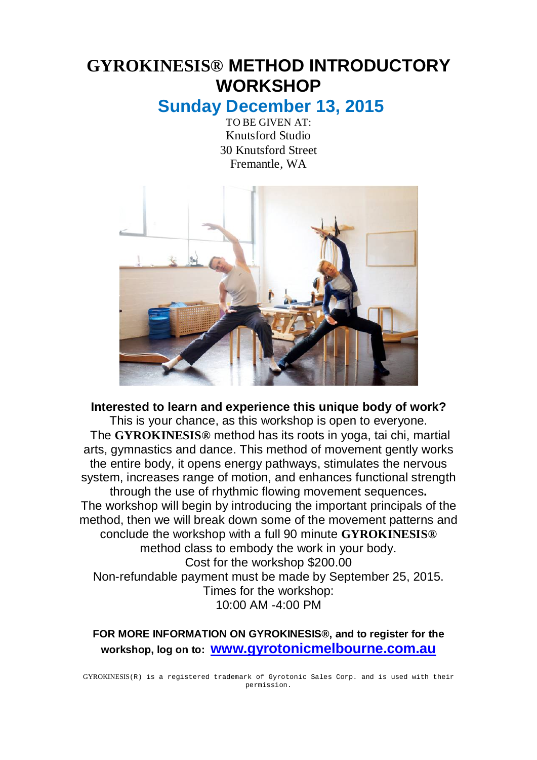# GYROKINESIS® METHOD INTRODUCTORY WORKSHOP

## Sunday December 13, 2015

TO BE GIVEN AT:
Knutsford Studio
30 Knutsford Street
Fremantle, WA

**Interested to learn and experience this unique body of work?**

This is your chance, as this workshop is open to everyone. The **GYROKINESIS®** method has its roots in yoga, tai chi, martial arts, gymnastics and dance. This method of movement gently works the entire body, it opens energy pathways, stimulates the nervous system, increases range of motion, and enhances functional strength through the use of rhythmic flowing movement sequences**.**

The workshop will begin by introducing the important principals of the method, then we will break down some of the movement patterns and conclude the workshop with a full 90 minute **GYROKINESIS®** method class to embody the work in your body.

Cost for the workshop $200.00

Non-refundable payment must be made by September 25, 2015.

Times for the workshop:
10:00 AM -4:00 PM

**FOR MORE INFORMATION ON GYROKINESIS®, and to register for the workshop, log on to: www.gyrotonicmelbourne.com.au**

GYROKINESIS(R) is a registered trademark of Gyrotonic Sales Corp. and is used with their permission.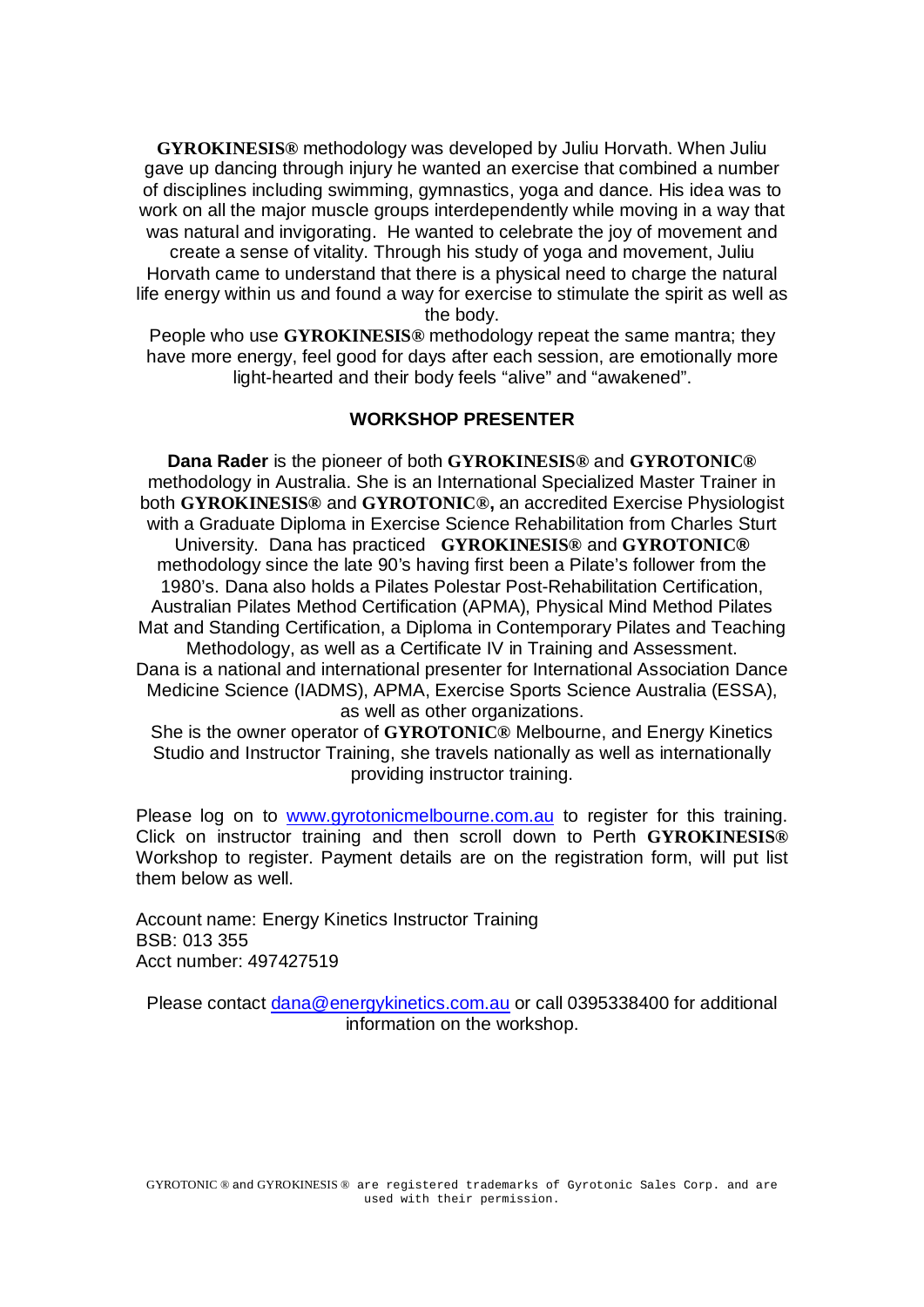**GYROKINESIS®** methodology was developed by Juliu Horvath. When Juliu gave up dancing through injury he wanted an exercise that combined a number of disciplines including swimming, gymnastics, yoga and dance. His idea was to work on all the major muscle groups interdependently while moving in a way that was natural and invigorating. He wanted to celebrate the joy of movement and create a sense of vitality. Through his study of yoga and movement, Juliu Horvath came to understand that there is a physical need to charge the natural life energy within us and found a way for exercise to stimulate the spirit as well as the body.

People who use **GYROKINESIS®** methodology repeat the same mantra; they have more energy, feel good for days after each session, are emotionally more light-hearted and their body feels "alive" and "awakened".

## WORKSHOP PRESENTER

**Dana Rader** is the pioneer of both **GYROKINESIS®** and **GYROTONIC®** methodology in Australia. She is an International Specialized Master Trainer in both **GYROKINESIS®** and **GYROTONIC®,** an accredited Exercise Physiologist with a Graduate Diploma in Exercise Science Rehabilitation from Charles Sturt University. Dana has practiced **GYROKINESIS®** and **GYROTONIC®** methodology since the late 90's having first been a Pilate's follower from the 1980's. Dana also holds a Pilates Polestar Post-Rehabilitation Certification, Australian Pilates Method Certification (APMA), Physical Mind Method Pilates Mat and Standing Certification, a Diploma in Contemporary Pilates and Teaching Methodology, as well as a Certificate IV in Training and Assessment.

Dana is a national and international presenter for International Association Dance Medicine Science (IADMS), APMA, Exercise Sports Science Australia (ESSA), as well as other organizations.

She is the owner operator of **GYROTONIC®** Melbourne, and Energy Kinetics Studio and Instructor Training, she travels nationally as well as internationally providing instructor training.

Please log on to www.gyrotonicmelbourne.com.au to register for this training. Click on instructor training and then scroll down to Perth **GYROKINESIS®** Workshop to register. Payment details are on the registration form, will put list them below as well.

Account name: Energy Kinetics Instructor Training
BSB: 013 355
Acct number: 497427519

Please contact dana@energykinetics.com.au or call 0395338400 for additional information on the workshop.

GYROTONIC ® and GYROKINESIS ® are registered trademarks of Gyrotonic Sales Corp. and are used with their permission.